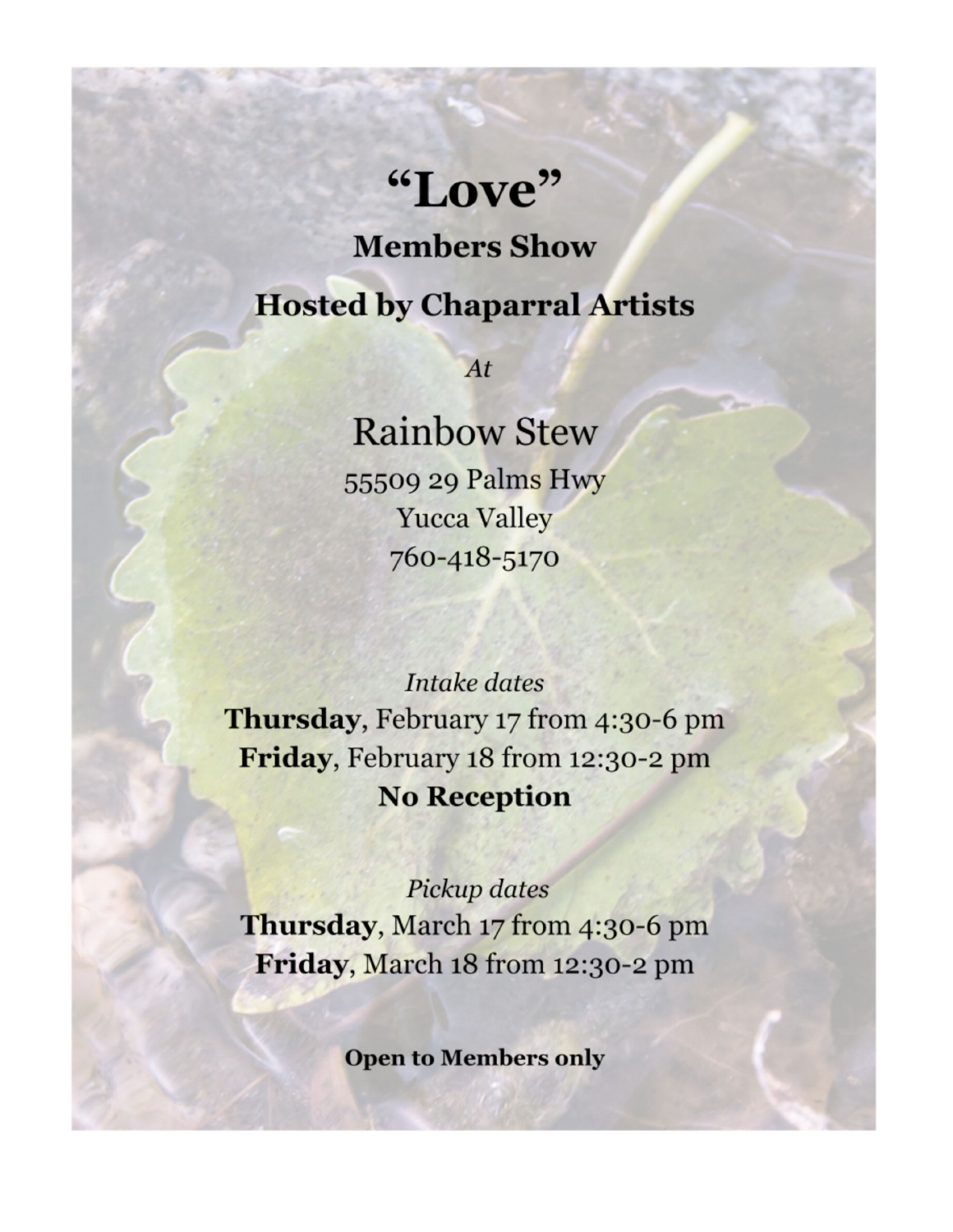# “Love”

## Members Show

## Hosted by Chaparral Artists

*At*

Rainbow Stew

55509 29 Palms Hwy
Yucca Valley
760-418-5170

*Intake dates*

**Thursday**, February 17 from 4:30-6 pm
**Friday**, February 18 from 12:30-2 pm
**No Reception**

*Pickup dates*

**Thursday**, March 17 from 4:30-6 pm
**Friday**, March 18 from 12:30-2 pm

**Open to Members only**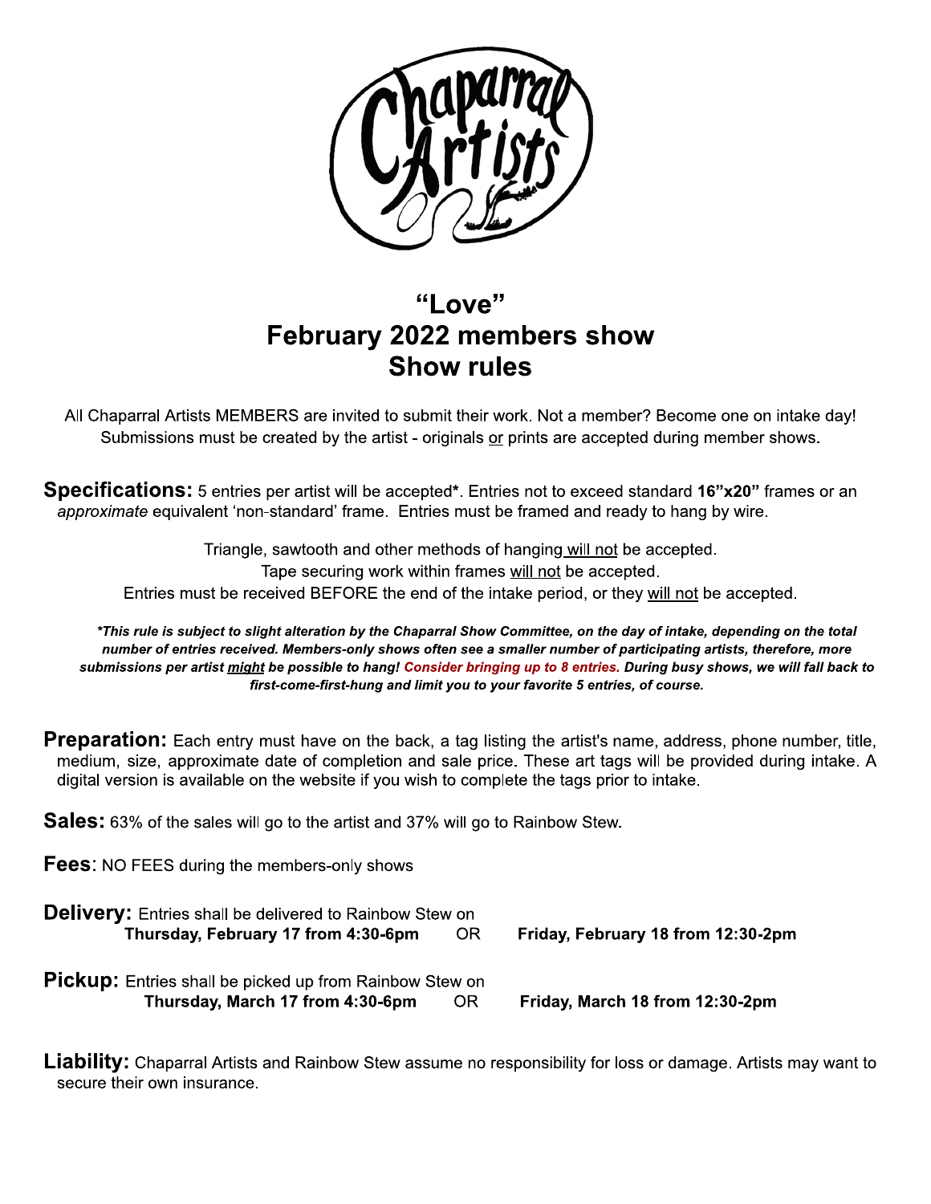# "Love"
# February 2022 members show
# Show rules

All Chaparral Artists MEMBERS are invited to submit their work. Not a member? Become one on intake day! Submissions must be created by the artist - originals or prints are accepted during member shows.

**Specifications:** 5 entries per artist will be accepted*. Entries not to exceed standard **16"x20"** frames or an *approximate* equivalent 'non-standard' frame. Entries must be framed and ready to hang by wire.

Triangle, sawtooth and other methods of hanging will not be accepted.
Tape securing work within frames will not be accepted.
Entries must be received BEFORE the end of the intake period, or they will not be accepted.

***This rule is subject to slight alteration by the Chaparral Show Committee, on the day of intake, depending on the total number of entries received. Members-only shows often see a smaller number of participating artists, therefore, more submissions per artist might be possible to hang! Consider bringing up to 8 entries. During busy shows, we will fall back to first-come-first-hung and limit you to your favorite 5 entries, of course.***

**Preparation:** Each entry must have on the back, a tag listing the artist's name, address, phone number, title, medium, size, approximate date of completion and sale price. These art tags will be provided during intake. A digital version is available on the website if you wish to complete the tags prior to intake.

**Sales:** 63% of the sales will go to the artist and 37% will go to Rainbow Stew.

**Fees**: NO FEES during the members-only shows

**Delivery:** Entries shall be delivered to Rainbow Stew on
**Thursday, February 17 from 4:30-6pm** OR **Friday, February 18 from 12:30-2pm**

**Pickup:** Entries shall be picked up from Rainbow Stew on
**Thursday, March 17 from 4:30-6pm** OR **Friday, March 18 from 12:30-2pm**

**Liability:** Chaparral Artists and Rainbow Stew assume no responsibility for loss or damage. Artists may want to secure their own insurance.